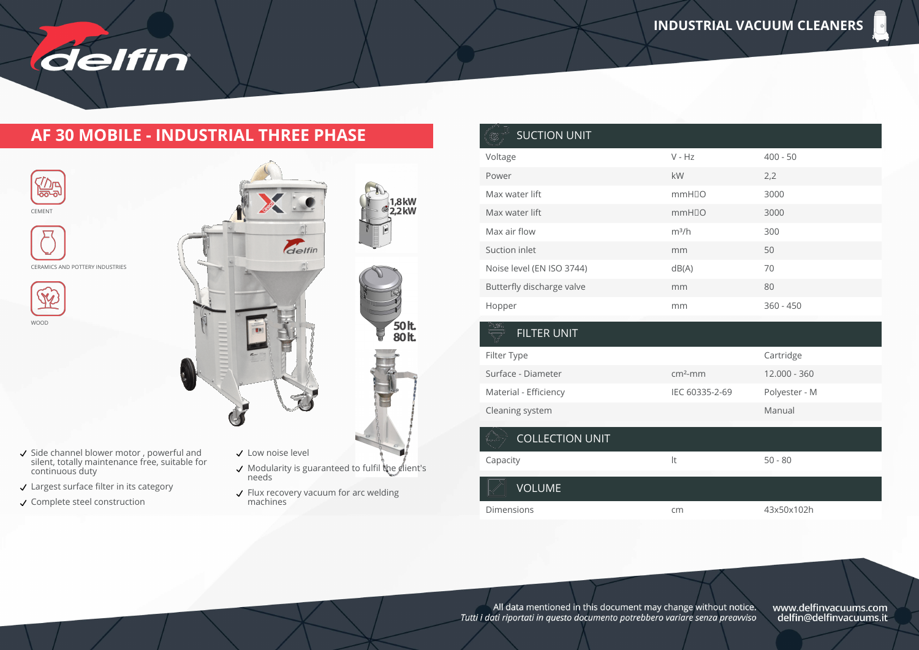# AF 30 MOBILE - INDUSTRIAL THREE PHASE

INDUSTRIAL VACUUM CLEANERS

CEMENT

CERAMICS AND POTTERY INDUSTRIES

WOOD

1,8kW
2,2kW

50lt.
80lt.

- Side channel blower motor , powerful and silent, totally maintenance free, suitable for continuous duty
- Largest surface filter in its category
- Complete steel construction
- Low noise level
- Modularity is guaranteed to fulfil the client's needs
- Flux recovery vacuum for arc welding machines

## SUCTION UNIT

| | | |
|---|---|---|
| Voltage | V - Hz | 400 - 50 |
| Power | kW | 2,2 |
| Max water lift | mmH₂O | 3000 |
| Max water lift | mmH₂O | 3000 |
| Max air flow | m³/h | 300 |
| Suction inlet | mm | 50 |
| Noise level (EN ISO 3744) | dB(A) | 70 |
| Butterfly discharge valve | mm | 80 |
| Hopper | mm | 360 - 450 |

## FILTER UNIT

| | | |
|---|---|---|
| Filter Type | | Cartridge |
| Surface - Diameter | cm²-mm | 12.000 - 360 |
| Material - Efficiency | IEC 60335-2-69 | Polyester - M |
| Cleaning system | | Manual |

## COLLECTION UNIT

| | | |
|---|---|---|
| Capacity | lt | 50 - 80 |

## VOLUME

| | | |
|---|---|---|
| Dimensions | cm | 43x50x102h |

All data mentioned in this document may change without notice.
*Tutti i dati riportati in questo documento potrebbero variare senza preavviso*

www.delfinvacuums.com
delfin@delfinvacuums.it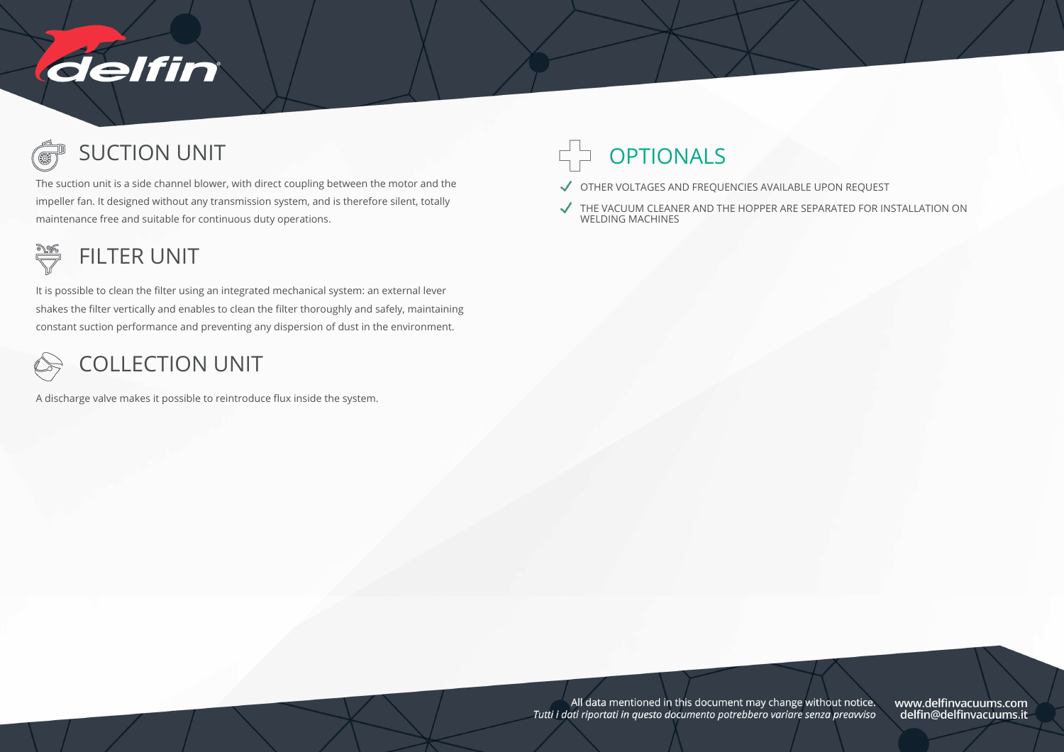## SUCTION UNIT

The suction unit is a side channel blower, with direct coupling between the motor and the impeller fan. It designed without any transmission system, and is therefore silent, totally maintenance free and suitable for continuous duty operations.

## FILTER UNIT

It is possible to clean the filter using an integrated mechanical system: an external lever shakes the filter vertically and enables to clean the filter thoroughly and safely, maintaining constant suction performance and preventing any dispersion of dust in the environment.

## COLLECTION UNIT

A discharge valve makes it possible to reintroduce flux inside the system.

## OPTIONALS

- OTHER VOLTAGES AND FREQUENCIES AVAILABLE UPON REQUEST
- THE VACUUM CLEANER AND THE HOPPER ARE SEPARATED FOR INSTALLATION ON WELDING MACHINES

All data mentioned in this document may change without notice.
*Tutti i dati riportati in questo documento potrebbero variare senza preavviso*

www.delfinvacuums.com
delfin@delfinvacuums.it